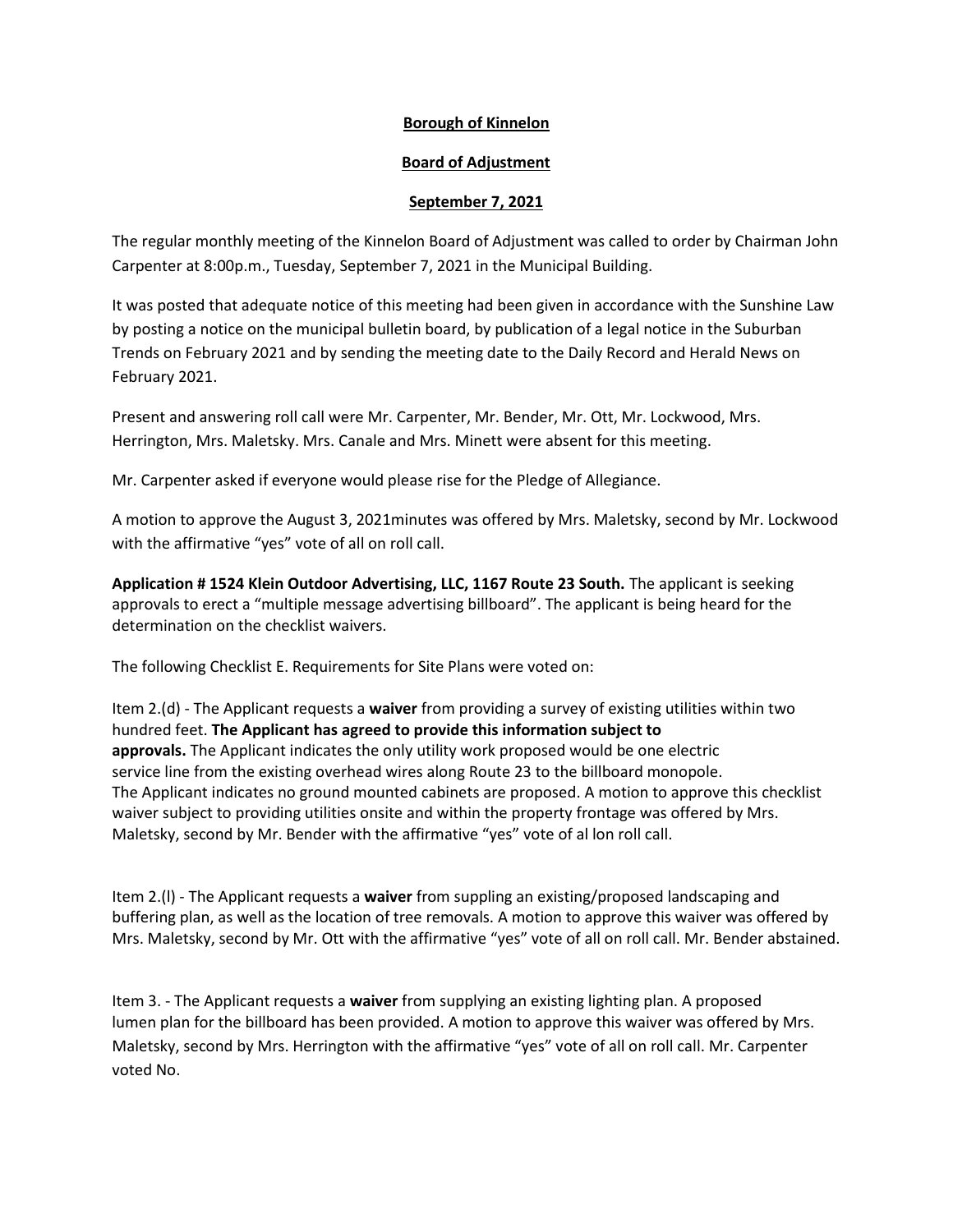**Borough of Kinnelon**

**Board of Adjustment**

**September 7, 2021**

The regular monthly meeting of the Kinnelon Board of Adjustment was called to order by Chairman John Carpenter at 8:00p.m., Tuesday, September 7, 2021 in the Municipal Building.

It was posted that adequate notice of this meeting had been given in accordance with the Sunshine Law by posting a notice on the municipal bulletin board, by publication of a legal notice in the Suburban Trends on February 2021 and by sending the meeting date to the Daily Record and Herald News on February 2021.

Present and answering roll call were Mr. Carpenter, Mr. Bender, Mr. Ott, Mr. Lockwood, Mrs. Herrington, Mrs. Maletsky. Mrs. Canale and Mrs. Minett were absent for this meeting.

Mr. Carpenter asked if everyone would please rise for the Pledge of Allegiance.

A motion to approve the August 3, 2021minutes was offered by Mrs. Maletsky, second by Mr. Lockwood with the affirmative "yes" vote of all on roll call.

**Application # 1524 Klein Outdoor Advertising, LLC, 1167 Route 23 South.** The applicant is seeking approvals to erect a "multiple message advertising billboard". The applicant is being heard for the determination on the checklist waivers.

The following Checklist E. Requirements for Site Plans were voted on:

Item 2.(d) - The Applicant requests a **waiver** from providing a survey of existing utilities within two hundred feet. **The Applicant has agreed to provide this information subject to approvals.** The Applicant indicates the only utility work proposed would be one electric service line from the existing overhead wires along Route 23 to the billboard monopole. The Applicant indicates no ground mounted cabinets are proposed. A motion to approve this checklist waiver subject to providing utilities onsite and within the property frontage was offered by Mrs. Maletsky, second by Mr. Bender with the affirmative "yes" vote of al lon roll call.

Item 2.(l) - The Applicant requests a **waiver** from suppling an existing/proposed landscaping and buffering plan, as well as the location of tree removals. A motion to approve this waiver was offered by Mrs. Maletsky, second by Mr. Ott with the affirmative "yes" vote of all on roll call. Mr. Bender abstained.

Item 3. - The Applicant requests a **waiver** from supplying an existing lighting plan. A proposed lumen plan for the billboard has been provided. A motion to approve this waiver was offered by Mrs. Maletsky, second by Mrs. Herrington with the affirmative "yes" vote of all on roll call. Mr. Carpenter voted No.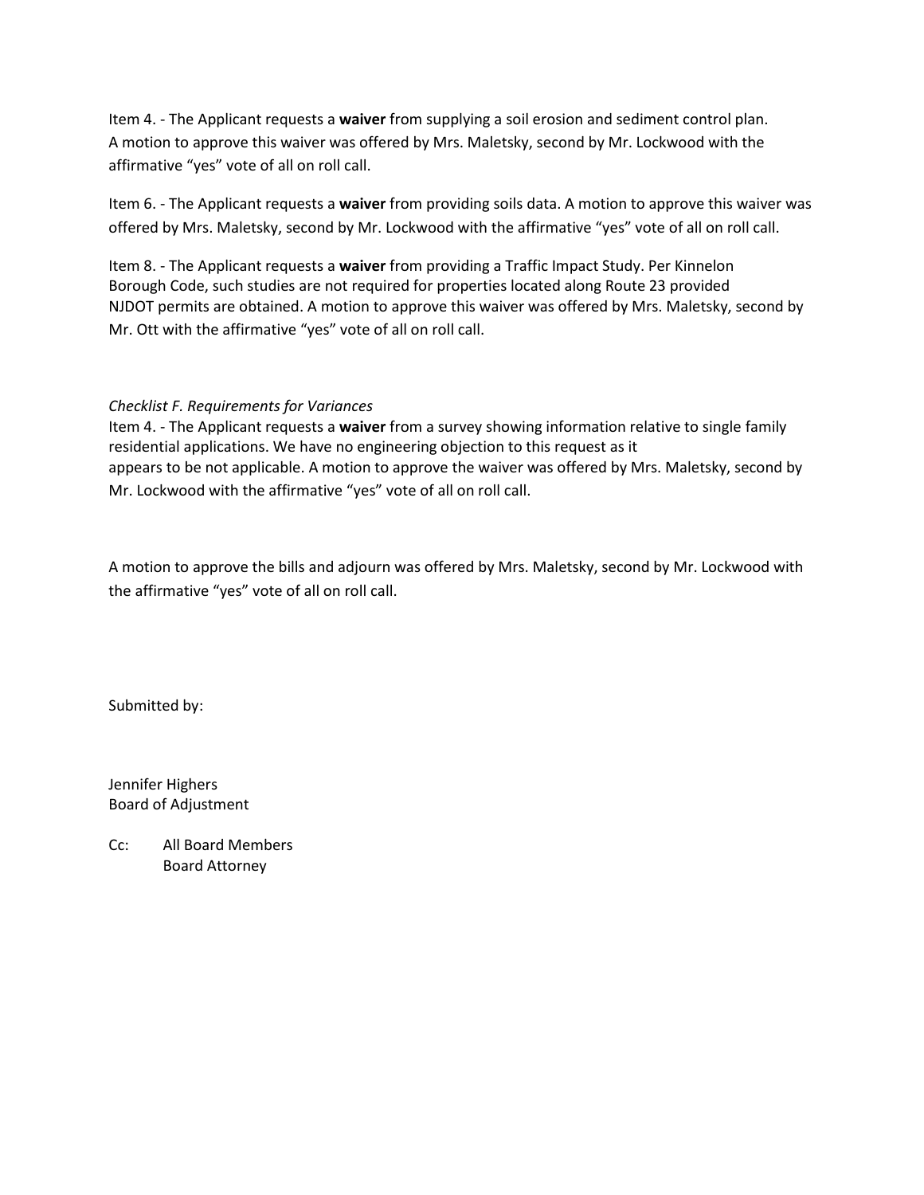Item 4. - The Applicant requests a **waiver** from supplying a soil erosion and sediment control plan. A motion to approve this waiver was offered by Mrs. Maletsky, second by Mr. Lockwood with the affirmative "yes" vote of all on roll call.

Item 6. - The Applicant requests a **waiver** from providing soils data. A motion to approve this waiver was offered by Mrs. Maletsky, second by Mr. Lockwood with the affirmative "yes" vote of all on roll call.

Item 8. - The Applicant requests a **waiver** from providing a Traffic Impact Study. Per Kinnelon Borough Code, such studies are not required for properties located along Route 23 provided NJDOT permits are obtained. A motion to approve this waiver was offered by Mrs. Maletsky, second by Mr. Ott with the affirmative "yes" vote of all on roll call.

*Checklist F. Requirements for Variances*

Item 4. - The Applicant requests a **waiver** from a survey showing information relative to single family residential applications. We have no engineering objection to this request as it appears to be not applicable. A motion to approve the waiver was offered by Mrs. Maletsky, second by Mr. Lockwood with the affirmative "yes" vote of all on roll call.

A motion to approve the bills and adjourn was offered by Mrs. Maletsky, second by Mr. Lockwood with the affirmative "yes" vote of all on roll call.

Submitted by:

Jennifer Highers
Board of Adjustment

Cc: All Board Members
Board Attorney